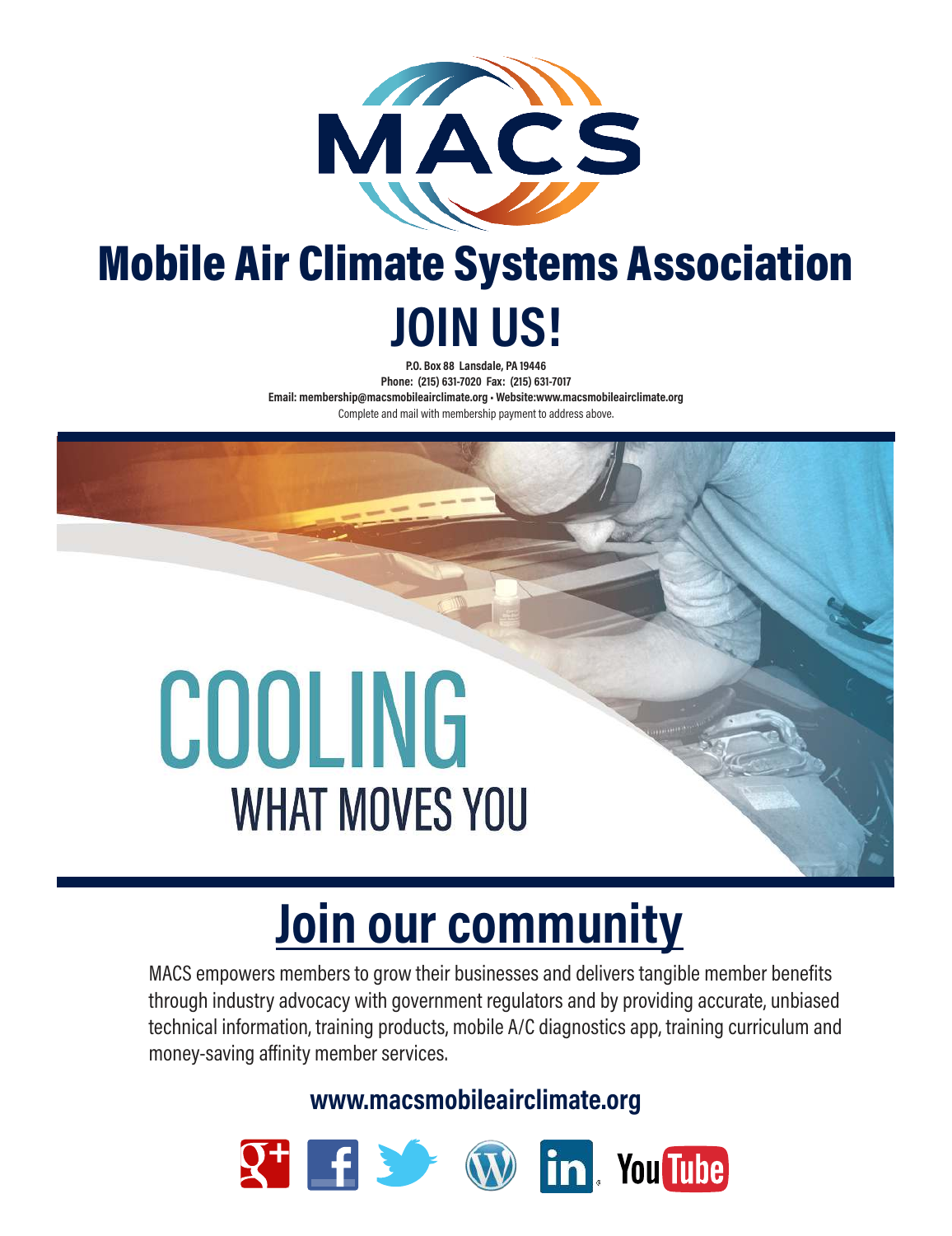# MACS

# Mobile Air Climate Systems Association

# JOIN US!

**P.O. Box 88 Lansdale, PA 19446**
**Phone: (215) 631-7020 Fax: (215) 631-7017**
**Email: membership@macsmobileairclimate.org • Website:www.macsmobileairclimate.org**
Complete and mail with membership payment to address above.

COOLING
WHAT MOVES YOU

## Join our community

MACS empowers members to grow their businesses and delivers tangible member benefits through industry advocacy with government regulators and by providing accurate, unbiased technical information, training products, mobile A/C diagnostics app, training curriculum and money-saving affinity member services.

**www.macsmobileairclimate.org**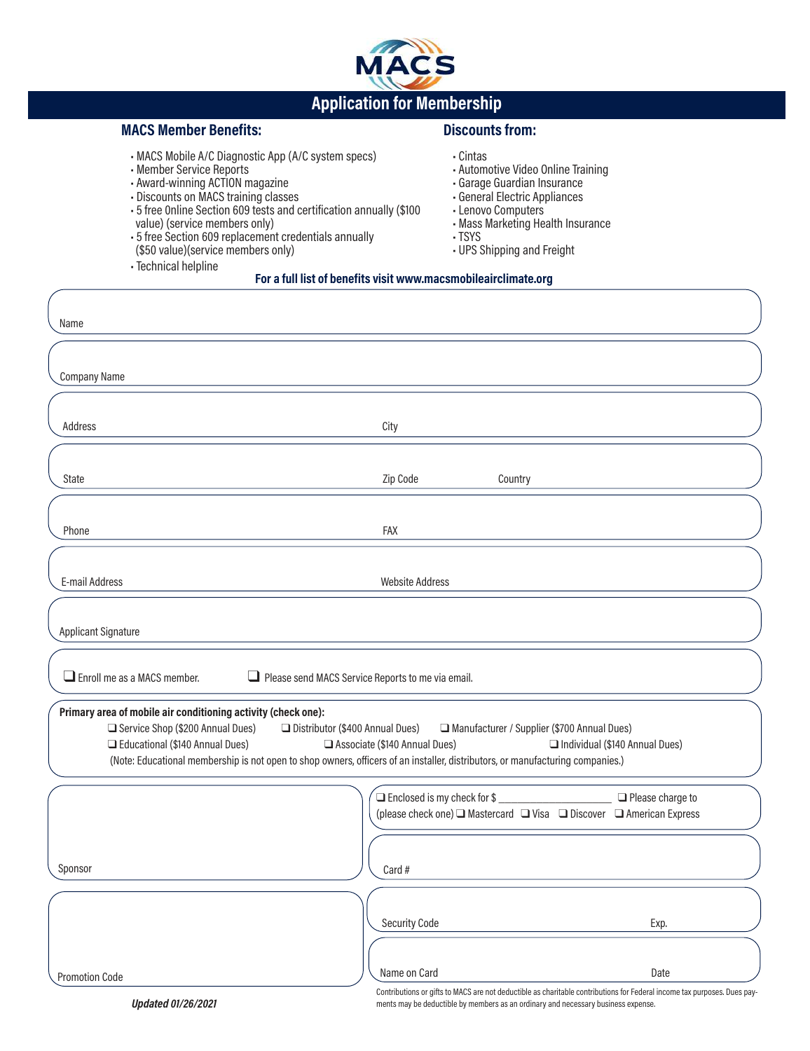MACS

# Application for Membership

## MACS Member Benefits:

- MACS Mobile A/C Diagnostic App (A/C system specs)
- Member Service Reports
- Award-winning ACTION magazine
- Discounts on MACS training classes
- 5 free Online Section 609 tests and certification annually ($100 value) (service members only)
- 5 free Section 609 replacement credentials annually ($50 value)(service members only)
- Technical helpline

## Discounts from:

- Cintas
- Automotive Video Online Training
- Garage Guardian Insurance
- General Electric Appliances
- Lenovo Computers
- Mass Marketing Health Insurance
- TSYS
- UPS Shipping and Freight

**For a full list of benefits visit www.macsmobileairclimate.org**

Name

Company Name

Address | City

State | Zip Code | Country

Phone | FAX

E-mail Address | Website Address

Applicant Signature

❑ Enroll me as a MACS member. ❑ Please send MACS Service Reports to me via email.

**Primary area of mobile air conditioning activity (check one):**

❑ Service Shop ($200 Annual Dues) ❑ Distributor ($400 Annual Dues) ❑ Manufacturer / Supplier ($700 Annual Dues)
❑ Educational ($140 Annual Dues) ❑ Associate ($140 Annual Dues) ❑ Individual ($140 Annual Dues)

(Note: Educational membership is not open to shop owners, officers of an installer, distributors, or manufacturing companies.)

❑ Enclosed is my check for $ ____________________ ❑ Please charge to (please check one) ❑ Mastercard ❑ Visa ❑ Discover ❑ American Express

Sponsor

Card #

Security Code | Exp.

Promotion Code

Name on Card | Date

*Updated 01/26/2021*

Contributions or gifts to MACS are not deductible as charitable contributions for Federal income tax purposes. Dues payments may be deductible by members as an ordinary and necessary business expense.